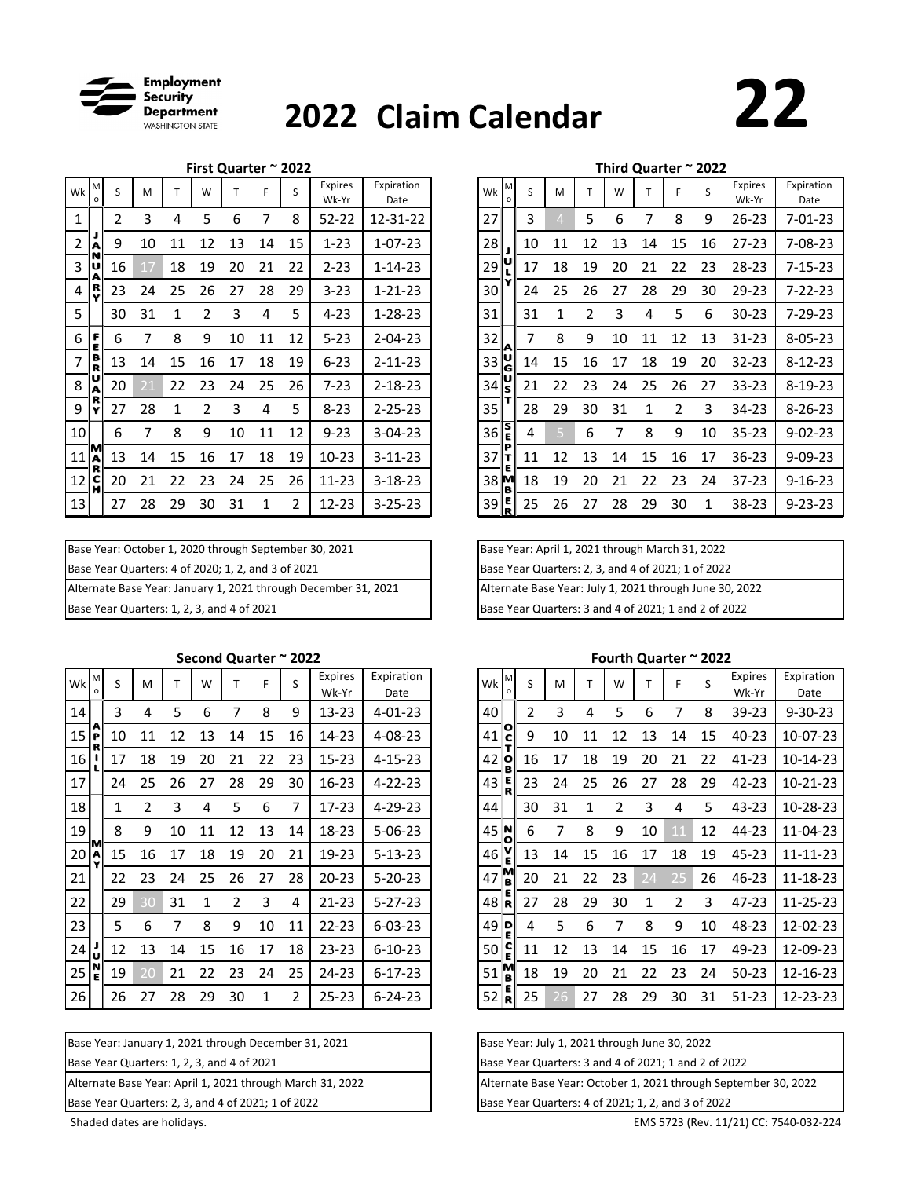Employment Security Department WASHINGTON STATE

# 2022 Claim Calendar

# 22

### First Quarter ~ 2022

| Wk | Mo | S | M | T | W | T | F | S | Expires Wk-Yr | Expiration Date |
|---|---|---|---|---|---|---|---|---|---|---|
| 1 | | 2 | 3 | 4 | 5 | 6 | 7 | 8 | 52-22 | 12-31-22 |
| 2 | JANUARY | 9 | 10 | 11 | 12 | 13 | 14 | 15 | 1-23 | 1-07-23 |
| 3 | | 16 | 17 | 18 | 19 | 20 | 21 | 22 | 2-23 | 1-14-23 |
| 4 | | 23 | 24 | 25 | 26 | 27 | 28 | 29 | 3-23 | 1-21-23 |
| 5 | | 30 | 31 | 1 | 2 | 3 | 4 | 5 | 4-23 | 1-28-23 |
| 6 | FEBRUARY | 6 | 7 | 8 | 9 | 10 | 11 | 12 | 5-23 | 2-04-23 |
| 7 | | 13 | 14 | 15 | 16 | 17 | 18 | 19 | 6-23 | 2-11-23 |
| 8 | | 20 | 21 | 22 | 23 | 24 | 25 | 26 | 7-23 | 2-18-23 |
| 9 | | 27 | 28 | 1 | 2 | 3 | 4 | 5 | 8-23 | 2-25-23 |
| 10 | MARCH | 6 | 7 | 8 | 9 | 10 | 11 | 12 | 9-23 | 3-04-23 |
| 11 | | 13 | 14 | 15 | 16 | 17 | 18 | 19 | 10-23 | 3-11-23 |
| 12 | | 20 | 21 | 22 | 23 | 24 | 25 | 26 | 11-23 | 3-18-23 |
| 13 | | 27 | 28 | 29 | 30 | 31 | 1 | 2 | 12-23 | 3-25-23 |

Base Year: October 1, 2020 through September 30, 2021
Base Year Quarters: 4 of 2020; 1, 2, and 3 of 2021
Alternate Base Year: January 1, 2021 through December 31, 2021
Base Year Quarters: 1, 2, 3, and 4 of 2021

### Second Quarter ~ 2022

| Wk | Mo | S | M | T | W | T | F | S | Expires Wk-Yr | Expiration Date |
|---|---|---|---|---|---|---|---|---|---|---|
| 14 | APRIL | 3 | 4 | 5 | 6 | 7 | 8 | 9 | 13-23 | 4-01-23 |
| 15 | | 10 | 11 | 12 | 13 | 14 | 15 | 16 | 14-23 | 4-08-23 |
| 16 | | 17 | 18 | 19 | 20 | 21 | 22 | 23 | 15-23 | 4-15-23 |
| 17 | | 24 | 25 | 26 | 27 | 28 | 29 | 30 | 16-23 | 4-22-23 |
| 18 | | 1 | 2 | 3 | 4 | 5 | 6 | 7 | 17-23 | 4-29-23 |
| 19 | MAY | 8 | 9 | 10 | 11 | 12 | 13 | 14 | 18-23 | 5-06-23 |
| 20 | | 15 | 16 | 17 | 18 | 19 | 20 | 21 | 19-23 | 5-13-23 |
| 21 | | 22 | 23 | 24 | 25 | 26 | 27 | 28 | 20-23 | 5-20-23 |
| 22 | | 29 | 30 | 31 | 1 | 2 | 3 | 4 | 21-23 | 5-27-23 |
| 23 | JUNE | 5 | 6 | 7 | 8 | 9 | 10 | 11 | 22-23 | 6-03-23 |
| 24 | | 12 | 13 | 14 | 15 | 16 | 17 | 18 | 23-23 | 6-10-23 |
| 25 | | 19 | 20 | 21 | 22 | 23 | 24 | 25 | 24-23 | 6-17-23 |
| 26 | | 26 | 27 | 28 | 29 | 30 | 1 | 2 | 25-23 | 6-24-23 |

Base Year: January 1, 2021 through December 31, 2021
Base Year Quarters: 1, 2, 3, and 4 of 2021
Alternate Base Year: April 1, 2021 through March 31, 2022
Base Year Quarters: 2, 3, and 4 of 2021; 1 of 2022

### Third Quarter ~ 2022

| Wk | Mo | S | M | T | W | T | F | S | Expires Wk-Yr | Expiration Date |
|---|---|---|---|---|---|---|---|---|---|---|
| 27 | | 3 | 4 | 5 | 6 | 7 | 8 | 9 | 26-23 | 7-01-23 |
| 28 | JULY | 10 | 11 | 12 | 13 | 14 | 15 | 16 | 27-23 | 7-08-23 |
| 29 | | 17 | 18 | 19 | 20 | 21 | 22 | 23 | 28-23 | 7-15-23 |
| 30 | | 24 | 25 | 26 | 27 | 28 | 29 | 30 | 29-23 | 7-22-23 |
| 31 | | 31 | 1 | 2 | 3 | 4 | 5 | 6 | 30-23 | 7-29-23 |
| 32 | AUGUST | 7 | 8 | 9 | 10 | 11 | 12 | 13 | 31-23 | 8-05-23 |
| 33 | | 14 | 15 | 16 | 17 | 18 | 19 | 20 | 32-23 | 8-12-23 |
| 34 | | 21 | 22 | 23 | 24 | 25 | 26 | 27 | 33-23 | 8-19-23 |
| 35 | | 28 | 29 | 30 | 31 | 1 | 2 | 3 | 34-23 | 8-26-23 |
| 36 | SEPTEMBER | 4 | 5 | 6 | 7 | 8 | 9 | 10 | 35-23 | 9-02-23 |
| 37 | | 11 | 12 | 13 | 14 | 15 | 16 | 17 | 36-23 | 9-09-23 |
| 38 | | 18 | 19 | 20 | 21 | 22 | 23 | 24 | 37-23 | 9-16-23 |
| 39 | | 25 | 26 | 27 | 28 | 29 | 30 | 1 | 38-23 | 9-23-23 |

Base Year: April 1, 2021 through March 31, 2022
Base Year Quarters: 2, 3, and 4 of 2021; 1 of 2022
Alternate Base Year: July 1, 2021 through June 30, 2022
Base Year Quarters: 3 and 4 of 2021; 1 and 2 of 2022

### Fourth Quarter ~ 2022

| Wk | Mo | S | M | T | W | T | F | S | Expires Wk-Yr | Expiration Date |
|---|---|---|---|---|---|---|---|---|---|---|
| 40 | | 2 | 3 | 4 | 5 | 6 | 7 | 8 | 39-23 | 9-30-23 |
| 41 | OCTOBER | 9 | 10 | 11 | 12 | 13 | 14 | 15 | 40-23 | 10-07-23 |
| 42 | | 16 | 17 | 18 | 19 | 20 | 21 | 22 | 41-23 | 10-14-23 |
| 43 | | 23 | 24 | 25 | 26 | 27 | 28 | 29 | 42-23 | 10-21-23 |
| 44 | | 30 | 31 | 1 | 2 | 3 | 4 | 5 | 43-23 | 10-28-23 |
| 45 | NOVEMBER | 6 | 7 | 8 | 9 | 10 | 11 | 12 | 44-23 | 11-04-23 |
| 46 | | 13 | 14 | 15 | 16 | 17 | 18 | 19 | 45-23 | 11-11-23 |
| 47 | | 20 | 21 | 22 | 23 | 24 | 25 | 26 | 46-23 | 11-18-23 |
| 48 | | 27 | 28 | 29 | 30 | 1 | 2 | 3 | 47-23 | 11-25-23 |
| 49 | DECEMBER | 4 | 5 | 6 | 7 | 8 | 9 | 10 | 48-23 | 12-02-23 |
| 50 | | 11 | 12 | 13 | 14 | 15 | 16 | 17 | 49-23 | 12-09-23 |
| 51 | | 18 | 19 | 20 | 21 | 22 | 23 | 24 | 50-23 | 12-16-23 |
| 52 | | 25 | 26 | 27 | 28 | 29 | 30 | 31 | 51-23 | 12-23-23 |

Base Year: July 1, 2021 through June 30, 2022
Base Year Quarters: 3 and 4 of 2021; 1 and 2 of 2022
Alternate Base Year: October 1, 2021 through September 30, 2022
Base Year Quarters: 4 of 2021; 1, 2, and 3 of 2022

Shaded dates are holidays.

EMS 5723 (Rev. 11/21) CC: 7540-032-224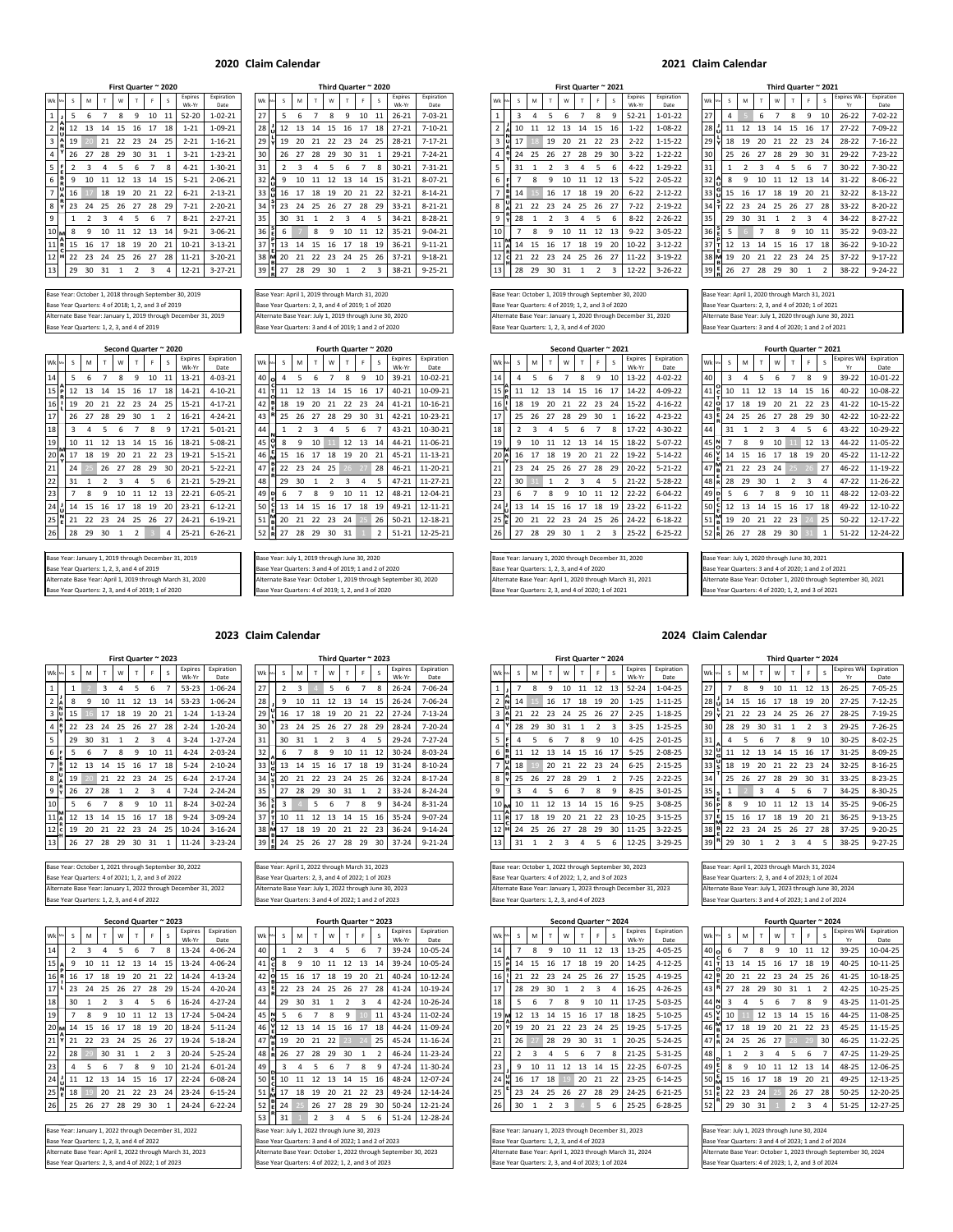# 2020 Claim Calendar

### First Quarter ~ 2020

| Wk | Mo | S | M | T | W | T | F | S | Expires Wk-Yr | Expiration Date |
|---|---|---|---|---|---|---|---|---|---|---|
| 1 | | 5 | 6 | 7 | 8 | 9 | 10 | 11 | 52-20 | 1-02-21 |
| 2 | JAN | 12 | 13 | 14 | 15 | 16 | 17 | 18 | 1-21 | 1-09-21 |
| 3 | | 19 | 20 | 21 | 22 | 23 | 24 | 25 | 2-21 | 1-16-21 |
| 4 | | 26 | 27 | 28 | 29 | 30 | 31 | 1 | 3-21 | 1-23-21 |
| 5 | | 2 | 3 | 4 | 5 | 6 | 7 | 8 | 4-21 | 1-30-21 |
| 6 | FEB | 9 | 10 | 11 | 12 | 13 | 14 | 15 | 5-21 | 2-06-21 |
| 7 | | 16 | 17 | 18 | 19 | 20 | 21 | 22 | 6-21 | 2-13-21 |
| 8 | | 23 | 24 | 25 | 26 | 27 | 28 | 29 | 7-21 | 2-20-21 |
| 9 | | 1 | 2 | 3 | 4 | 5 | 6 | 7 | 8-21 | 2-27-21 |
| 10 | MAR | 8 | 9 | 10 | 11 | 12 | 13 | 14 | 9-21 | 3-06-21 |
| 11 | | 15 | 16 | 17 | 18 | 19 | 20 | 21 | 10-21 | 3-13-21 |
| 12 | | 22 | 23 | 24 | 25 | 26 | 27 | 28 | 11-21 | 3-20-21 |
| 13 | | 29 | 30 | 31 | 1 | 2 | 3 | 4 | 12-21 | 3-27-21 |

Base Year: October 1, 2018 through September 30, 2019
Base Year Quarters: 4 of 2018; 1, 2, and 3 of 2019
Alternate Base Year: January 1, 2019 through December 31, 2019
Base Year Quarters: 1, 2, 3, and 4 of 2019

### Third Quarter ~ 2020

| Wk | Mo | S | M | T | W | T | F | S | Expires Wk-Yr | Expiration Date |
|---|---|---|---|---|---|---|---|---|---|---|
| 27 | | 5 | 6 | 7 | 8 | 9 | 10 | 11 | 26-21 | 7-03-21 |
| 28 | JULY | 12 | 13 | 14 | 15 | 16 | 17 | 18 | 27-21 | 7-10-21 |
| 29 | | 19 | 20 | 21 | 22 | 23 | 24 | 25 | 28-21 | 7-17-21 |
| 30 | | 26 | 27 | 28 | 29 | 30 | 31 | 1 | 29-21 | 7-24-21 |
| 31 | | 2 | 3 | 4 | 5 | 6 | 7 | 8 | 30-21 | 7-31-21 |
| 32 | AUG | 9 | 10 | 11 | 12 | 13 | 14 | 15 | 31-21 | 8-07-21 |
| 33 | | 16 | 17 | 18 | 19 | 20 | 21 | 22 | 32-21 | 8-14-21 |
| 34 | | 23 | 24 | 25 | 26 | 27 | 28 | 29 | 33-21 | 8-21-21 |
| 35 | | 30 | 31 | 1 | 2 | 3 | 4 | 5 | 34-21 | 8-28-21 |
| 36 | SEPT | 6 | 7 | 8 | 9 | 10 | 11 | 12 | 35-21 | 9-04-21 |
| 37 | | 13 | 14 | 15 | 16 | 17 | 18 | 19 | 36-21 | 9-11-21 |
| 38 | | 20 | 21 | 22 | 23 | 24 | 25 | 26 | 37-21 | 9-18-21 |
| 39 | | 27 | 28 | 29 | 30 | 1 | 2 | 3 | 38-21 | 9-25-21 |

Base Year: April 1, 2019 through March 31, 2020
Base Year Quarters: 2, 3, and 4 of 2019; 1 of 2020
Alternate Base Year: July 1, 2019 through June 30, 2020
Base Year Quarters: 3 and 4 of 2019; 1 and 2 of 2020

### Second Quarter ~ 2020

| Wk | Mo | S | M | T | W | T | F | S | Expires Wk-Yr | Expiration Date |
|---|---|---|---|---|---|---|---|---|---|---|
| 14 | | 5 | 6 | 7 | 8 | 9 | 10 | 11 | 13-21 | 4-03-21 |
| 15 | APRIL | 12 | 13 | 14 | 15 | 16 | 17 | 18 | 14-21 | 4-10-21 |
| 16 | | 19 | 20 | 21 | 22 | 23 | 24 | 25 | 15-21 | 4-17-21 |
| 17 | | 26 | 27 | 28 | 29 | 30 | 1 | 2 | 16-21 | 4-24-21 |
| 18 | | 3 | 4 | 5 | 6 | 7 | 8 | 9 | 17-21 | 5-01-21 |
| 19 | | 10 | 11 | 12 | 13 | 14 | 15 | 16 | 18-21 | 5-08-21 |
| 20 | MAY | 17 | 18 | 19 | 20 | 21 | 22 | 23 | 19-21 | 5-15-21 |
| 21 | | 24 | 25 | 26 | 27 | 28 | 29 | 30 | 20-21 | 5-22-21 |
| 22 | | 31 | 1 | 2 | 3 | 4 | 5 | 6 | 21-21 | 5-29-21 |
| 23 | | 7 | 8 | 9 | 10 | 11 | 12 | 13 | 22-21 | 6-05-21 |
| 24 | JUNE | 14 | 15 | 16 | 17 | 18 | 19 | 20 | 23-21 | 6-12-21 |
| 25 | | 21 | 22 | 23 | 24 | 25 | 26 | 27 | 24-21 | 6-19-21 |
| 26 | | 28 | 29 | 30 | 1 | 2 | 3 | 4 | 25-21 | 6-26-21 |

Base Year: January 1, 2019 through December 31, 2019
Base Year Quarters: 1, 2, 3, and 4 of 2019
Alternate Base Year: April 1, 2019 through March 31, 2020
Base Year Quarters: 2, 3, and 4 of 2019; 1 of 2020

### Fourth Quarter ~ 2020

| Wk | Mo | S | M | T | W | T | F | S | Expires Wk-Yr | Expiration Date |
|---|---|---|---|---|---|---|---|---|---|---|
| 40 | | 4 | 5 | 6 | 7 | 8 | 9 | 10 | 39-21 | 10-02-21 |
| 41 | OCT | 11 | 12 | 13 | 14 | 15 | 16 | 17 | 40-21 | 10-09-21 |
| 42 | | 18 | 19 | 20 | 21 | 22 | 23 | 24 | 41-21 | 10-16-21 |
| 43 | | 25 | 26 | 27 | 28 | 29 | 30 | 31 | 42-21 | 10-23-21 |
| 44 | | 1 | 2 | 3 | 4 | 5 | 6 | 7 | 43-21 | 10-30-21 |
| 45 | NOV | 8 | 9 | 10 | 11 | 12 | 13 | 14 | 44-21 | 11-06-21 |
| 46 | | 15 | 16 | 17 | 18 | 19 | 20 | 21 | 45-21 | 11-13-21 |
| 47 | | 22 | 23 | 24 | 25 | 26 | 27 | 28 | 46-21 | 11-20-21 |
| 48 | | 29 | 30 | 1 | 2 | 3 | 4 | 5 | 47-21 | 11-27-21 |
| 49 | DEC | 6 | 7 | 8 | 9 | 10 | 11 | 12 | 48-21 | 12-04-21 |
| 50 | | 13 | 14 | 15 | 16 | 17 | 18 | 19 | 49-21 | 12-11-21 |
| 51 | | 20 | 21 | 22 | 23 | 24 | 25 | 26 | 50-21 | 12-18-21 |
| 52 | | 27 | 28 | 29 | 30 | 31 | 1 | 2 | 51-21 | 12-25-21 |

Base Year: July 1, 2019 through June 30, 2020
Base Year Quarters: 3 and 4 of 2019; 1 and 2 of 2020
Alternate Base Year: October 1, 2019 through September 30, 2020
Base Year Quarters: 4 of 2019; 1, 2, and 3 of 2020

# 2021 Claim Calendar

### First Quarter ~ 2021

| Wk | Mo | S | M | T | W | T | F | S | Expires Wk-Yr | Expiration Date |
|---|---|---|---|---|---|---|---|---|---|---|
| 1 | | 3 | 4 | 5 | 6 | 7 | 8 | 9 | 52-21 | 1-01-22 |
| 2 | JAN | 10 | 11 | 12 | 13 | 14 | 15 | 16 | 1-22 | 1-08-22 |
| 3 | | 17 | 18 | 19 | 20 | 21 | 22 | 23 | 2-22 | 1-15-22 |
| 4 | | 24 | 25 | 26 | 27 | 28 | 29 | 30 | 3-22 | 1-22-22 |
| 5 | | 31 | 1 | 2 | 3 | 4 | 5 | 6 | 4-22 | 1-29-22 |
| 6 | FEB | 7 | 8 | 9 | 10 | 11 | 12 | 13 | 5-22 | 2-05-22 |
| 7 | | 14 | 15 | 16 | 17 | 18 | 19 | 20 | 6-22 | 2-12-22 |
| 8 | | 21 | 22 | 23 | 24 | 25 | 26 | 27 | 7-22 | 2-19-22 |
| 9 | | 28 | 1 | 2 | 3 | 4 | 5 | 6 | 8-22 | 2-26-22 |
| 10 | | 7 | 8 | 9 | 10 | 11 | 12 | 13 | 9-22 | 3-05-22 |
| 11 | MARCH | 14 | 15 | 16 | 17 | 18 | 19 | 20 | 10-22 | 3-12-22 |
| 12 | | 21 | 22 | 23 | 24 | 25 | 26 | 27 | 11-22 | 3-19-22 |
| 13 | | 28 | 29 | 30 | 31 | 1 | 2 | 3 | 12-22 | 3-26-22 |

Base Year: October 1, 2019 through September 30, 2020
Base Year Quarters: 4 of 2019; 1, 2, and 3 of 2020
Alternate Base Year: January 1, 2020 through December 31, 2020
Base Year Quarters: 1, 2, 3, and 4 of 2020

### Third Quarter ~ 2021

| Wk | Mo | S | M | T | W | T | F | S | Expires Wk-Yr | Expiration Date |
|---|---|---|---|---|---|---|---|---|---|---|
| 27 | | 4 | 5 | 6 | 7 | 8 | 9 | 10 | 26-22 | 7-02-22 |
| 28 | JULY | 11 | 12 | 13 | 14 | 15 | 16 | 17 | 27-22 | 7-09-22 |
| 29 | | 18 | 19 | 20 | 21 | 22 | 23 | 24 | 28-22 | 7-16-22 |
| 30 | | 25 | 26 | 27 | 28 | 29 | 30 | 31 | 29-22 | 7-23-22 |
| 31 | | 1 | 2 | 3 | 4 | 5 | 6 | 7 | 30-22 | 7-30-22 |
| 32 | AUG | 8 | 9 | 10 | 11 | 12 | 13 | 14 | 31-22 | 8-06-22 |
| 33 | | 15 | 16 | 17 | 18 | 19 | 20 | 21 | 32-22 | 8-13-22 |
| 34 | | 22 | 23 | 24 | 25 | 26 | 27 | 28 | 33-22 | 8-20-22 |
| 35 | | 29 | 30 | 31 | 1 | 2 | 3 | 4 | 34-22 | 8-27-22 |
| 36 | SEPT | 5 | 6 | 7 | 8 | 9 | 10 | 11 | 35-22 | 9-03-22 |
| 37 | | 12 | 13 | 14 | 15 | 16 | 17 | 18 | 36-22 | 9-10-22 |
| 38 | | 19 | 20 | 21 | 22 | 23 | 24 | 25 | 37-22 | 9-17-22 |
| 39 | | 26 | 27 | 28 | 29 | 30 | 1 | 2 | 38-22 | 9-24-22 |

Base Year: April 1, 2020 through March 31, 2021
Base Year Quarters: 2, 3, and 4 of 2020; 1 of 2021
Alternate Base Year: July 1, 2020 through June 30, 2021
Base Year Quarters: 3 and 4 of 2020; 1 and 2 of 2021

### Second Quarter ~ 2021

| Wk | Mo | S | M | T | W | T | F | S | Expires Wk-Yr | Expiration Date |
|---|---|---|---|---|---|---|---|---|---|---|
| 14 | | 4 | 5 | 6 | 7 | 8 | 9 | 10 | 13-22 | 4-02-22 |
| 15 | APRIL | 11 | 12 | 13 | 14 | 15 | 16 | 17 | 14-22 | 4-09-22 |
| 16 | | 18 | 19 | 20 | 21 | 22 | 23 | 24 | 15-22 | 4-16-22 |
| 17 | | 25 | 26 | 27 | 28 | 29 | 30 | 1 | 16-22 | 4-23-22 |
| 18 | | 2 | 3 | 4 | 5 | 6 | 7 | 8 | 17-22 | 4-30-22 |
| 19 | | 9 | 10 | 11 | 12 | 13 | 14 | 15 | 18-22 | 5-07-22 |
| 20 | MAY | 16 | 17 | 18 | 19 | 20 | 21 | 22 | 19-22 | 5-14-22 |
| 21 | | 23 | 24 | 25 | 26 | 27 | 28 | 29 | 20-22 | 5-21-22 |
| 22 | | 30 | 31 | 1 | 2 | 3 | 4 | 5 | 21-22 | 5-28-22 |
| 23 | | 6 | 7 | 8 | 9 | 10 | 11 | 12 | 22-22 | 6-04-22 |
| 24 | JUNE | 13 | 14 | 15 | 16 | 17 | 18 | 19 | 23-22 | 6-11-22 |
| 25 | | 20 | 21 | 22 | 23 | 24 | 25 | 26 | 24-22 | 6-18-22 |
| 26 | | 27 | 28 | 29 | 30 | 1 | 2 | 3 | 25-22 | 6-25-22 |

Base Year: January 1, 2020 through December 31, 2020
Base Year Quarters: 1, 2, 3, and 4 of 2020
Alternate Base Year: April 1, 2020 through March 31, 2021
Base Year Quarters: 2, 3, and 4 of 2020; 1 of 2021

### Fourth Quarter ~ 2021

| Wk | Mo | S | M | T | W | T | F | S | Expires Wk Yr | Expiration Date |
|---|---|---|---|---|---|---|---|---|---|---|
| 40 | | 3 | 4 | 5 | 6 | 7 | 8 | 9 | 39-22 | 10-01-22 |
| 41 | OCT | 10 | 11 | 12 | 13 | 14 | 15 | 16 | 40-22 | 10-08-22 |
| 42 | | 17 | 18 | 19 | 20 | 21 | 22 | 23 | 41-22 | 10-15-22 |
| 43 | | 24 | 25 | 26 | 27 | 28 | 29 | 30 | 42-22 | 10-22-22 |
| 44 | | 31 | 1 | 2 | 3 | 4 | 5 | 6 | 43-22 | 10-29-22 |
| 45 | | 7 | 8 | 9 | 10 | 11 | 12 | 13 | 44-22 | 11-05-22 |
| 46 | NOV | 14 | 15 | 16 | 17 | 18 | 19 | 20 | 45-22 | 11-12-22 |
| 47 | | 21 | 22 | 23 | 24 | 25 | 26 | 27 | 46-22 | 11-19-22 |
| 48 | | 28 | 29 | 30 | 1 | 2 | 3 | 4 | 47-22 | 11-26-22 |
| 49 | | 5 | 6 | 7 | 8 | 9 | 10 | 11 | 48-22 | 12-03-22 |
| 50 | DEC | 12 | 13 | 14 | 15 | 16 | 17 | 18 | 49-22 | 12-10-22 |
| 51 | | 19 | 20 | 21 | 22 | 23 | 24 | 25 | 50-22 | 12-17-22 |
| 52 | | 26 | 27 | 28 | 29 | 30 | 31 | 1 | 51-22 | 12-24-22 |

Base Year: July 1, 2020 through June 30, 2021
Base Year Quarters: 3 and 4 of 2020; 1 and 2 of 2021
Alternate Base Year: October 1, 2020 through September 30, 2021
Base Year Quarters: 4 of 2020; 1, 2, and 3 of 2021

# 2023 Claim Calendar

### First Quarter ~ 2023

| Wk | Mo | S | M | T | W | T | F | S | Expires Wk-Yr | Expiration Date |
|---|---|---|---|---|---|---|---|---|---|---|
| 1 | | 1 | 2 | 3 | 4 | 5 | 6 | 7 | 53-23 | 1-06-24 |
| 2 | JAN | 8 | 9 | 10 | 11 | 12 | 13 | 14 | 53-23 | 1-06-24 |
| 3 | | 15 | 16 | 17 | 18 | 19 | 20 | 21 | 1-24 | 1-13-24 |
| 4 | | 22 | 23 | 24 | 25 | 26 | 27 | 28 | 2-24 | 1-20-24 |
| 5 | | 29 | 30 | 31 | 1 | 2 | 3 | 4 | 3-24 | 1-27-24 |
| 6 | | 5 | 6 | 7 | 8 | 9 | 10 | 11 | 4-24 | 2-03-24 |
| 7 | FEB | 12 | 13 | 14 | 15 | 16 | 17 | 18 | 5-24 | 2-10-24 |
| 8 | | 19 | 20 | 21 | 22 | 23 | 24 | 25 | 6-24 | 2-17-24 |
| 9 | | 26 | 27 | 28 | 1 | 2 | 3 | 4 | 7-24 | 2-24-24 |
| 10 | | 5 | 6 | 7 | 8 | 9 | 10 | 11 | 8-24 | 3-02-24 |
| 11 | MARCH | 12 | 13 | 14 | 15 | 16 | 17 | 18 | 9-24 | 3-09-24 |
| 12 | | 19 | 20 | 21 | 22 | 23 | 24 | 25 | 10-24 | 3-16-24 |
| 13 | | 26 | 27 | 28 | 29 | 30 | 31 | 1 | 11-24 | 3-23-24 |

Base Year: October 1, 2021 through September 30, 2022
Base Year Quarters: 4 of 2021; 1, 2, and 3 of 2022
Alternate Base Year: January 1, 2022 through December 31, 2022
Base Year Quarters: 1, 2, 3, and 4 of 2022

### Third Quarter ~ 2023

| Wk | Mo | S | M | T | W | T | F | S | Expires Wk-Yr | Expiration Date |
|---|---|---|---|---|---|---|---|---|---|---|
| 27 | | 2 | 3 | 4 | 5 | 6 | 7 | 8 | 26-24 | 7-06-24 |
| 28 | JULY | 9 | 10 | 11 | 12 | 13 | 14 | 15 | 26-24 | 7-06-24 |
| 29 | | 16 | 17 | 18 | 19 | 20 | 21 | 22 | 27-24 | 7-13-24 |
| 30 | | 23 | 24 | 25 | 26 | 27 | 28 | 29 | 28-24 | 7-20-24 |
| 31 | | 30 | 31 | 1 | 2 | 3 | 4 | 5 | 29-24 | 7-27-24 |
| 32 | | 6 | 7 | 8 | 9 | 10 | 11 | 12 | 30-24 | 8-03-24 |
| 33 | AUG | 13 | 14 | 15 | 16 | 17 | 18 | 19 | 31-24 | 8-10-24 |
| 34 | | 20 | 21 | 22 | 23 | 24 | 25 | 26 | 32-24 | 8-17-24 |
| 35 | | 27 | 28 | 29 | 30 | 31 | 1 | 2 | 33-24 | 8-24-24 |
| 36 | SEPT | 3 | 4 | 5 | 6 | 7 | 8 | 9 | 34-24 | 8-31-24 |
| 37 | | 10 | 11 | 12 | 13 | 14 | 15 | 16 | 35-24 | 9-07-24 |
| 38 | | 17 | 18 | 19 | 20 | 21 | 22 | 23 | 36-24 | 9-14-24 |
| 39 | | 24 | 25 | 26 | 27 | 28 | 29 | 30 | 37-24 | 9-21-24 |

Base Year: April 1, 2022 through March 31, 2023
Base Year Quarters: 2, 3, and 4 of 2022; 1 of 2023
Alternate Base Year: July 1, 2022 through June 30, 2023
Base Year Quarters: 3 and 4 of 2022; 1 and 2 of 2023

### Second Quarter ~ 2023

| Wk | Mo | S | M | T | W | T | F | S | Expires Wk-Yr | Expiration Date |
|---|---|---|---|---|---|---|---|---|---|---|
| 14 | | 2 | 3 | 4 | 5 | 6 | 7 | 8 | 13-24 | 4-06-24 |
| 15 | APRIL | 9 | 10 | 11 | 12 | 13 | 14 | 15 | 13-24 | 4-06-24 |
| 16 | | 16 | 17 | 18 | 19 | 20 | 21 | 22 | 14-24 | 4-13-24 |
| 17 | | 23 | 24 | 25 | 26 | 27 | 28 | 29 | 15-24 | 4-20-24 |
| 18 | | 30 | 1 | 2 | 3 | 4 | 5 | 6 | 16-24 | 4-27-24 |
| 19 | | 7 | 8 | 9 | 10 | 11 | 12 | 13 | 17-24 | 5-04-24 |
| 20 | MAY | 14 | 15 | 16 | 17 | 18 | 19 | 20 | 18-24 | 5-11-24 |
| 21 | | 21 | 22 | 23 | 24 | 25 | 26 | 27 | 19-24 | 5-18-24 |
| 22 | | 28 | 29 | 30 | 31 | 1 | 2 | 3 | 20-24 | 5-25-24 |
| 23 | | 4 | 5 | 6 | 7 | 8 | 9 | 10 | 21-24 | 6-01-24 |
| 24 | JUNE | 11 | 12 | 13 | 14 | 15 | 16 | 17 | 22-24 | 6-08-24 |
| 25 | | 18 | 19 | 20 | 21 | 22 | 23 | 24 | 23-24 | 6-15-24 |
| 26 | | 25 | 26 | 27 | 28 | 29 | 30 | 1 | 24-24 | 6-22-24 |

Base Year: January 1, 2022 through December 31, 2022
Base Year Quarters: 1, 2, 3, and 4 of 2022
Alternate Base Year: April 1, 2022 through March 31, 2023
Base Year Quarters: 2, 3, and 4 of 2022; 1 of 2023

### Fourth Quarter ~ 2023

| Wk | Mo | S | M | T | W | T | F | S | Expires Wk-Yr | Expiration Date |
|---|---|---|---|---|---|---|---|---|---|---|
| 40 | | 1 | 2 | 3 | 4 | 5 | 6 | 7 | 39-24 | 10-05-24 |
| 41 | OCT | 8 | 9 | 10 | 11 | 12 | 13 | 14 | 39-24 | 10-05-24 |
| 42 | | 15 | 16 | 17 | 18 | 19 | 20 | 21 | 40-24 | 10-12-24 |
| 43 | | 22 | 23 | 24 | 25 | 26 | 27 | 28 | 41-24 | 10-19-24 |
| 44 | | 29 | 30 | 31 | 1 | 2 | 3 | 4 | 42-24 | 10-26-24 |
| 45 | | 5 | 6 | 7 | 8 | 9 | 10 | 11 | 43-24 | 11-02-24 |
| 46 | NOV | 12 | 13 | 14 | 15 | 16 | 17 | 18 | 44-24 | 11-09-24 |
| 47 | | 19 | 20 | 21 | 22 | 23 | 24 | 25 | 45-24 | 11-16-24 |
| 48 | | 26 | 27 | 28 | 29 | 30 | 1 | 2 | 46-24 | 11-23-24 |
| 49 | | 3 | 4 | 5 | 6 | 7 | 8 | 9 | 47-24 | 11-30-24 |
| 50 | DEC | 10 | 11 | 12 | 13 | 14 | 15 | 16 | 48-24 | 12-07-24 |
| 51 | | 17 | 18 | 19 | 20 | 21 | 22 | 23 | 49-24 | 12-14-24 |
| 52 | | 24 | 25 | 26 | 27 | 28 | 29 | 30 | 50-24 | 12-21-24 |
| 53 | | 31 | 1 | 2 | 3 | 4 | 5 | 6 | 51-24 | 12-28-24 |

Base Year: July 1, 2022 through June 30, 2023
Base Year Quarters: 3 and 4 of 2022; 1 and 2 of 2023
Alternate Base Year: October 1, 2022 through September 30, 2023
Base Year Quarters: 4 of 2022; 1, 2, and 3 of 2023

# 2024 Claim Calendar

### First Quarter ~ 2024

| Wk | Mo | S | M | T | W | T | F | S | Expires Wk-Yr | Expiration Date |
|---|---|---|---|---|---|---|---|---|---|---|
| 1 | | 7 | 8 | 9 | 10 | 11 | 12 | 13 | 52-24 | 1-04-25 |
| 2 | JAN | 14 | 15 | 16 | 17 | 18 | 19 | 20 | 1-25 | 1-11-25 |
| 3 | | 21 | 22 | 23 | 24 | 25 | 26 | 27 | 2-25 | 1-18-25 |
| 4 | | 28 | 29 | 30 | 31 | 1 | 2 | 3 | 3-25 | 1-25-25 |
| 5 | | 4 | 5 | 6 | 7 | 8 | 9 | 10 | 4-25 | 2-01-25 |
| 6 | FEB | 11 | 12 | 13 | 14 | 15 | 16 | 17 | 5-25 | 2-08-25 |
| 7 | | 18 | 19 | 20 | 21 | 22 | 23 | 24 | 6-25 | 2-15-25 |
| 8 | | 25 | 26 | 27 | 28 | 29 | 1 | 2 | 7-25 | 2-22-25 |
| 9 | | 3 | 4 | 5 | 6 | 7 | 8 | 9 | 8-25 | 3-01-25 |
| 10 | MARCH | 10 | 11 | 12 | 13 | 14 | 15 | 16 | 9-25 | 3-08-25 |
| 11 | | 17 | 18 | 19 | 20 | 21 | 22 | 23 | 10-25 | 3-15-25 |
| 12 | | 24 | 25 | 26 | 27 | 28 | 29 | 30 | 11-25 | 3-22-25 |
| 13 | | 31 | 1 | 2 | 3 | 4 | 5 | 6 | 12-25 | 3-29-25 |

Base year: October 1, 2022 through September 30, 2023
Base Year Quarters: 4 of 2022; 1, 2, and 3 of 2023
Alternate Base Year: January 1, 2023 through December 31, 2023
Base Year Quarters: 1, 2, 3, and 4 of 2023

### Third Quarter ~ 2024

| Wk | Mo | S | M | T | W | T | F | S | Expires Wk Yr | Expiration Date |
|---|---|---|---|---|---|---|---|---|---|---|
| 27 | | 7 | 8 | 9 | 10 | 11 | 12 | 13 | 26-25 | 7-05-25 |
| 28 | JULY | 14 | 15 | 16 | 17 | 18 | 19 | 20 | 27-25 | 7-12-25 |
| 29 | | 21 | 22 | 23 | 24 | 25 | 26 | 27 | 28-25 | 7-19-25 |
| 30 | | 28 | 29 | 30 | 31 | 1 | 2 | 3 | 29-25 | 7-26-25 |
| 31 | | 4 | 5 | 6 | 7 | 8 | 9 | 10 | 30-25 | 8-02-25 |
| 32 | AUG | 11 | 12 | 13 | 14 | 15 | 16 | 17 | 31-25 | 8-09-25 |
| 33 | | 18 | 19 | 20 | 21 | 22 | 23 | 24 | 32-25 | 8-16-25 |
| 34 | | 25 | 26 | 27 | 28 | 29 | 30 | 31 | 33-25 | 8-23-25 |
| 35 | | 1 | 2 | 3 | 4 | 5 | 6 | 7 | 34-25 | 8-30-25 |
| 36 | SEPT | 8 | 9 | 10 | 11 | 12 | 13 | 14 | 35-25 | 9-06-25 |
| 37 | | 15 | 16 | 17 | 18 | 19 | 20 | 21 | 36-25 | 9-13-25 |
| 38 | | 22 | 23 | 24 | 25 | 26 | 27 | 28 | 37-25 | 9-20-25 |
| 39 | | 29 | 30 | 1 | 2 | 3 | 4 | 5 | 38-25 | 9-27-25 |

Base Year: April 1, 2023 through March 31, 2024
Base Year Quarters: 2, 3, and 4 of 2023; 1 of 2024
Alternate Base Year: July 1, 2023 through June 30, 2024
Base Year Quarters: 3 and 4 of 2023; 1 and 2 of 2024

### Second Quarter ~ 2024

| Wk | Mo | S | M | T | W | T | F | S | Expires Wk-Yr | Expiration Date |
|---|---|---|---|---|---|---|---|---|---|---|
| 14 | | 7 | 8 | 9 | 10 | 11 | 12 | 13 | 13-25 | 4-05-25 |
| 15 | APRIL | 14 | 15 | 16 | 17 | 18 | 19 | 20 | 14-25 | 4-12-25 |
| 16 | | 21 | 22 | 23 | 24 | 25 | 26 | 27 | 15-25 | 4-19-25 |
| 17 | | 28 | 29 | 30 | 1 | 2 | 3 | 4 | 16-25 | 4-26-25 |
| 18 | | 5 | 6 | 7 | 8 | 9 | 10 | 11 | 17-25 | 5-03-25 |
| 19 | MAY | 12 | 13 | 14 | 15 | 16 | 17 | 18 | 18-25 | 5-10-25 |
| 20 | | 19 | 20 | 21 | 22 | 23 | 24 | 25 | 19-25 | 5-17-25 |
| 21 | | 26 | 27 | 28 | 29 | 30 | 31 | 1 | 20-25 | 5-24-25 |
| 22 | | 2 | 3 | 4 | 5 | 6 | 7 | 8 | 21-25 | 5-31-25 |
| 23 | | 9 | 10 | 11 | 12 | 13 | 14 | 15 | 22-25 | 6-07-25 |
| 24 | JUNE | 16 | 17 | 18 | 19 | 20 | 21 | 22 | 23-25 | 6-14-25 |
| 25 | | 23 | 24 | 25 | 26 | 27 | 28 | 29 | 24-25 | 6-21-25 |
| 26 | | 30 | 1 | 2 | 3 | 4 | 5 | 6 | 25-25 | 6-28-25 |

Base Year: January 1, 2023 through December 31, 2023
Base Year Quarters: 1, 2, 3, and 4 of 2023
Alternate Base Year: April 1, 2023 through March 31, 2024
Base Year Quarters: 2, 3, and 4 of 2023; 1 of 2024

### Fourth Quarter ~ 2024

| Wk | Mo | S | M | T | W | T | F | S | Expires Wk Yr | Expiration Date |
|---|---|---|---|---|---|---|---|---|---|---|
| 40 | | 6 | 7 | 8 | 9 | 10 | 11 | 12 | 39-25 | 10-04-25 |
| 41 | OCT | 13 | 14 | 15 | 16 | 17 | 18 | 19 | 40-25 | 10-11-25 |
| 42 | | 20 | 21 | 22 | 23 | 24 | 25 | 26 | 41-25 | 10-18-25 |
| 43 | | 27 | 28 | 29 | 30 | 31 | 1 | 2 | 42-25 | 10-25-25 |
| 44 | | 3 | 4 | 5 | 6 | 7 | 8 | 9 | 43-25 | 11-01-25 |
| 45 | NOV | 10 | 11 | 12 | 13 | 14 | 15 | 16 | 44-25 | 11-08-25 |
| 46 | | 17 | 18 | 19 | 20 | 21 | 22 | 23 | 45-25 | 11-15-25 |
| 47 | | 24 | 25 | 26 | 27 | 28 | 29 | 30 | 46-25 | 11-22-25 |
| 48 | | 1 | 2 | 3 | 4 | 5 | 6 | 7 | 47-25 | 11-29-25 |
| 49 | DEC | 8 | 9 | 10 | 11 | 12 | 13 | 14 | 48-25 | 12-06-25 |
| 50 | | 15 | 16 | 17 | 18 | 19 | 20 | 21 | 49-25 | 12-13-25 |
| 51 | | 22 | 23 | 24 | 25 | 26 | 27 | 28 | 50-25 | 12-20-25 |
| 52 | | 29 | 30 | 31 | 1 | 2 | 3 | 4 | 51-25 | 12-27-25 |

Base Year: July 1, 2023 through June 30, 2024
Base Year Quarters: 3 and 4 of 2023; 1 and 2 of 2024
Alternate Base Year: October 1, 2023 through September 30, 2024
Base Year Quarters: 4 of 2023; 1, 2, and 3 of 2024